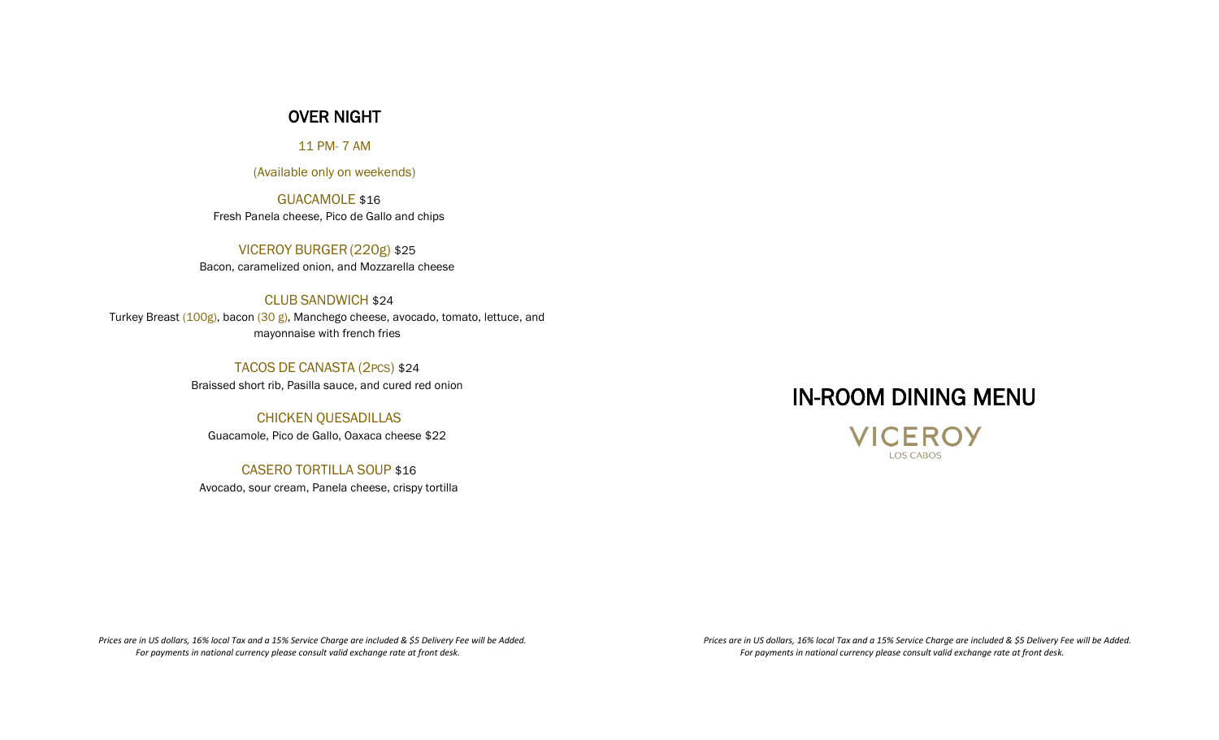## OVER NIGHT

11 PM- 7 AM

(Available only on weekends)

GUACAMOLE $16
Fresh Panela cheese, Pico de Gallo and chips

VICEROY BURGER (220g) $25
Bacon, caramelized onion, and Mozzarella cheese

CLUB SANDWICH $24
Turkey Breast (100g), bacon (30 g), Manchego cheese, avocado, tomato, lettuce, and mayonnaise with french fries

TACOS DE CANASTA (2PCS) $24
Braissed short rib, Pasilla sauce, and cured red onion

CHICKEN QUESADILLAS
Guacamole, Pico de Gallo, Oaxaca cheese $22

CASERO TORTILLA SOUP $16
Avocado, sour cream, Panela cheese, crispy tortilla

*Prices are in US dollars, 16% local Tax and a 15% Service Charge are included & $5 Delivery Fee will be Added.*
*For payments in national currency please consult valid exchange rate at front desk.*

# IN-ROOM DINING MENU

VICEROY
LOS CABOS

*Prices are in US dollars, 16% local Tax and a 15% Service Charge are included & $5 Delivery Fee will be Added.*
*For payments in national currency please consult valid exchange rate at front desk.*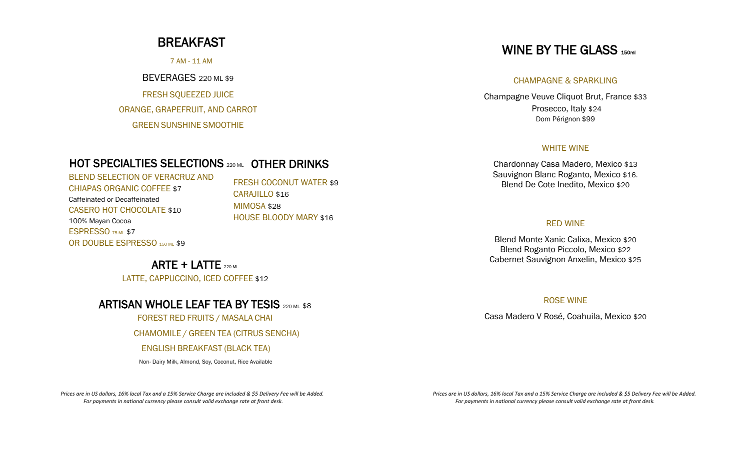# BREAKFAST

7 AM - 11 AM

## BEVERAGES 220 ML $9

FRESH SQUEEZED JUICE

ORANGE, GRAPEFRUIT, AND CARROT

GREEN SUNSHINE SMOOTHIE

## HOT SPECIALTIES SELECTIONS 220 ML

BLEND SELECTION OF VERACRUZ AND CHIAPAS ORGANIC COFFEE $7

Caffeinated or Decaffeinated

CASERO HOT CHOCOLATE $10

100% Mayan Cocoa

ESPRESSO 75 ML $7

OR DOUBLE ESPRESSO 150 ML $9

## OTHER DRINKS

FRESH COCONUT WATER $9

CARAJILLO $16

MIMOSA $28

HOUSE BLOODY MARY $16

## ARTE + LATTE 220 ML

LATTE, CAPPUCCINO, ICED COFFEE $12

## ARTISAN WHOLE LEAF TEA BY TESIS 220 ML $8

FOREST RED FRUITS / MASALA CHAI

CHAMOMILE / GREEN TEA (CITRUS SENCHA)

ENGLISH BREAKFAST (BLACK TEA)

Non- Dairy Milk, Almond, Soy, Coconut, Rice Available

*Prices are in US dollars, 16% local Tax and a 15% Service Charge are included & $5 Delivery Fee will be Added.*
*For payments in national currency please consult valid exchange rate at front desk.*

# WINE BY THE GLASS 150ml

### CHAMPAGNE & SPARKLING

Champagne Veuve Cliquot Brut, France $33

Prosecco, Italy $24

Dom Pérignon $99

### WHITE WINE

Chardonnay Casa Madero, Mexico $13

Sauvignon Blanc Roganto, Mexico $16.

Blend De Cote Inedito, Mexico $20

### RED WINE

Blend Monte Xanic Calixa, Mexico $20

Blend Roganto Piccolo, Mexico $22

Cabernet Sauvignon Anxelin, Mexico $25

### ROSE WINE

Casa Madero V Rosé, Coahuila, Mexico $20

*Prices are in US dollars, 16% local Tax and a 15% Service Charge are included & $5 Delivery Fee will be Added.*
*For payments in national currency please consult valid exchange rate at front desk.*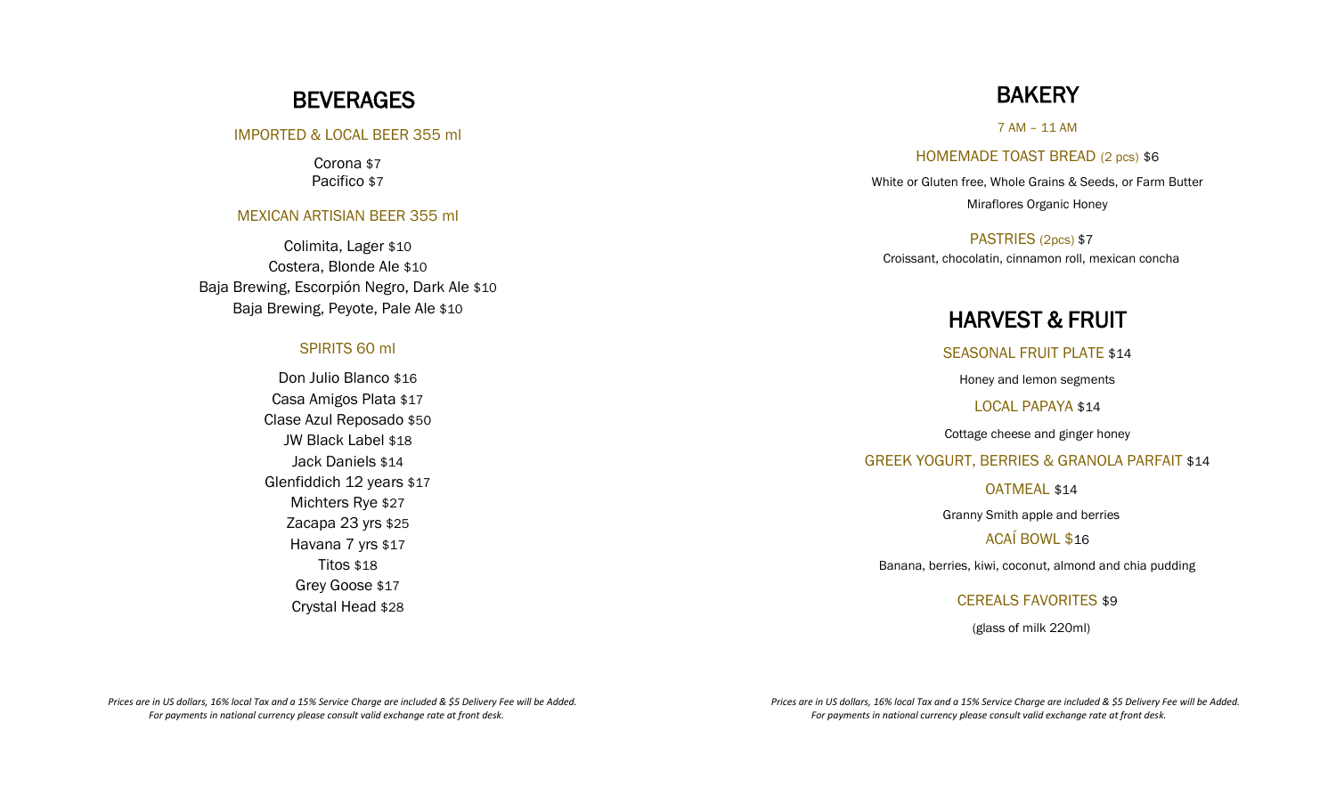# BEVERAGES

## IMPORTED & LOCAL BEER 355 ml

Corona $7
Pacifico $7

## MEXICAN ARTISIAN BEER 355 ml

Colimita, Lager $10
Costera, Blonde Ale $10
Baja Brewing, Escorpión Negro, Dark Ale $10
Baja Brewing, Peyote, Pale Ale $10

## SPIRITS 60 ml

Don Julio Blanco $16
Casa Amigos Plata $17
Clase Azul Reposado $50
JW Black Label $18
Jack Daniels $14
Glenfiddich 12 years $17
Michters Rye $27
Zacapa 23 yrs $25
Havana 7 yrs $17
Titos $18
Grey Goose $17
Crystal Head $28

*Prices are in US dollars, 16% local Tax and a 15% Service Charge are included & $5 Delivery Fee will be Added.*
*For payments in national currency please consult valid exchange rate at front desk.*

# BAKERY

7 AM – 11 AM

## HOMEMADE TOAST BREAD (2 pcs) $6

White or Gluten free, Whole Grains & Seeds, or Farm Butter
Miraflores Organic Honey

## PASTRIES (2pcs) $7

Croissant, chocolatin, cinnamon roll, mexican concha

# HARVEST & FRUIT

## SEASONAL FRUIT PLATE $14

Honey and lemon segments

## LOCAL PAPAYA $14

Cottage cheese and ginger honey

## GREEK YOGURT, BERRIES & GRANOLA PARFAIT $14

## OATMEAL $14

Granny Smith apple and berries

## ACAÍ BOWL $16

Banana, berries, kiwi, coconut, almond and chia pudding

## CEREALS FAVORITES $9

(glass of milk 220ml)

*Prices are in US dollars, 16% local Tax and a 15% Service Charge are included & $5 Delivery Fee will be Added.*
*For payments in national currency please consult valid exchange rate at front desk.*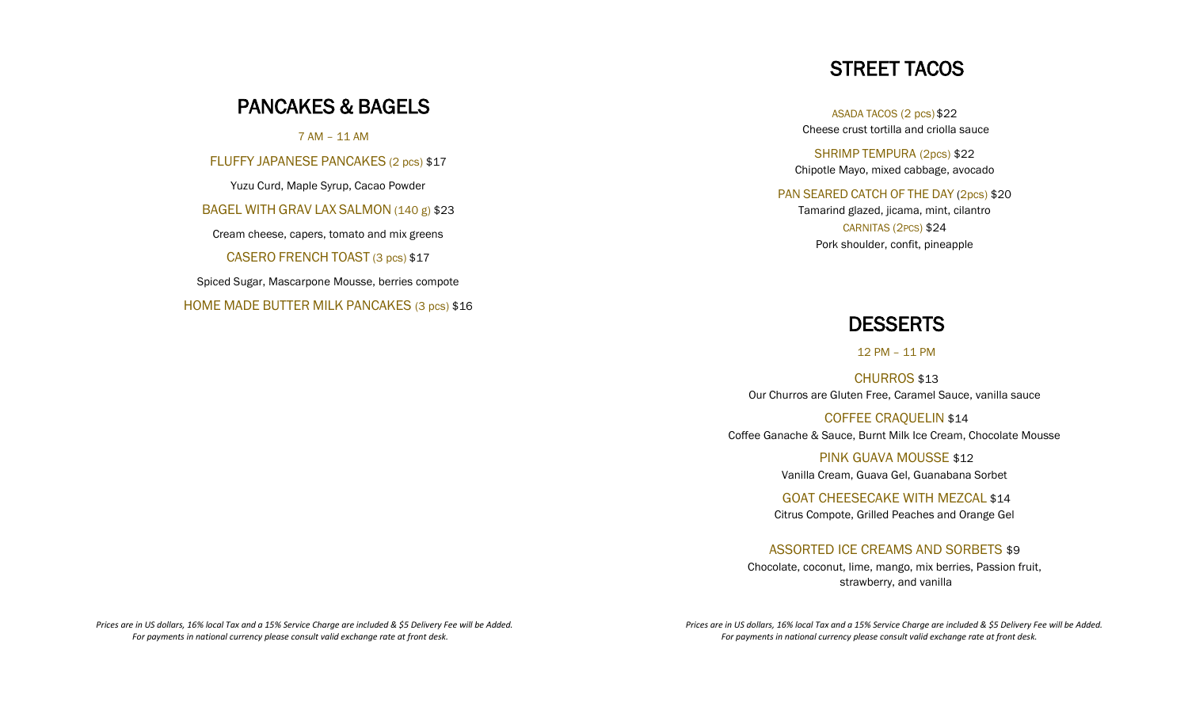## PANCAKES & BAGELS

7 AM – 11 AM

FLUFFY JAPANESE PANCAKES (2 pcs) $17

Yuzu Curd, Maple Syrup, Cacao Powder

BAGEL WITH GRAV LAX SALMON (140 g) $23

Cream cheese, capers, tomato and mix greens

CASERO FRENCH TOAST (3 pcs) $17

Spiced Sugar, Mascarpone Mousse, berries compote

HOME MADE BUTTER MILK PANCAKES (3 pcs) $16

*Prices are in US dollars, 16% local Tax and a 15% Service Charge are included & $5 Delivery Fee will be Added.*
*For payments in national currency please consult valid exchange rate at front desk.*

## STREET TACOS

ASADA TACOS (2 pcs) $22

Cheese crust tortilla and criolla sauce

SHRIMP TEMPURA (2pcs) $22

Chipotle Mayo, mixed cabbage, avocado

PAN SEARED CATCH OF THE DAY (2pcs) $20

Tamarind glazed, jicama, mint, cilantro

CARNITAS (2PCS) $24

Pork shoulder, confit, pineapple

## DESSERTS

12 PM – 11 PM

CHURROS $13

Our Churros are Gluten Free, Caramel Sauce, vanilla sauce

COFFEE CRAQUELIN $14

Coffee Ganache & Sauce, Burnt Milk Ice Cream, Chocolate Mousse

PINK GUAVA MOUSSE $12

Vanilla Cream, Guava Gel, Guanabana Sorbet

GOAT CHEESECAKE WITH MEZCAL $14

Citrus Compote, Grilled Peaches and Orange Gel

ASSORTED ICE CREAMS AND SORBETS $9

Chocolate, coconut, lime, mango, mix berries, Passion fruit, strawberry, and vanilla

*Prices are in US dollars, 16% local Tax and a 15% Service Charge are included & $5 Delivery Fee will be Added.*
*For payments in national currency please consult valid exchange rate at front desk.*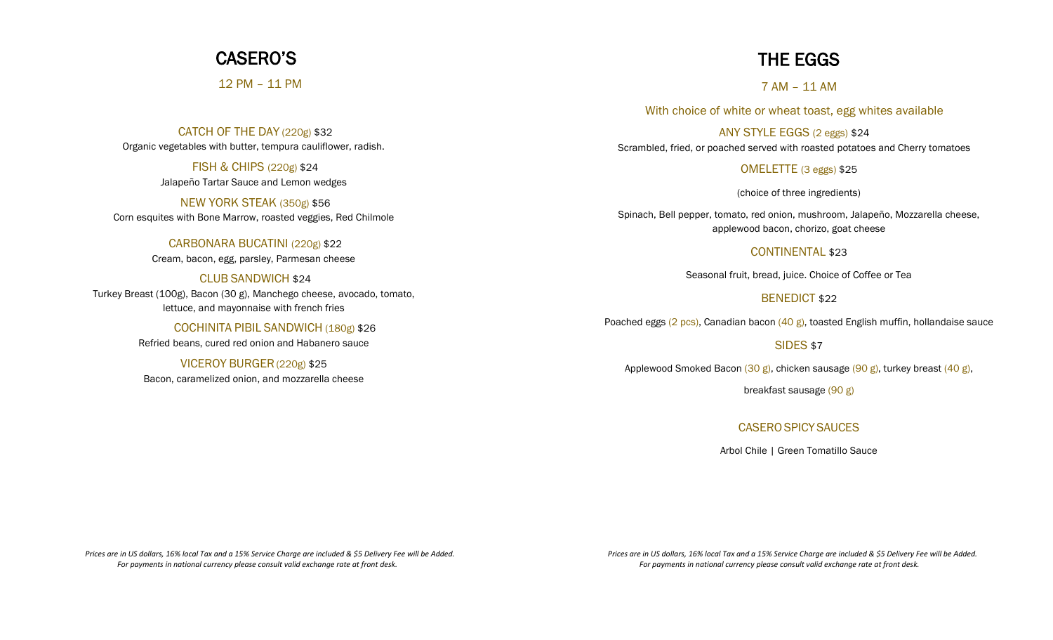# CASERO'S

12 PM – 11 PM

### CATCH OF THE DAY (220g) $32

Organic vegetables with butter, tempura cauliflower, radish.

### FISH & CHIPS (220g) $24

Jalapeño Tartar Sauce and Lemon wedges

### NEW YORK STEAK (350g) $56

Corn esquites with Bone Marrow, roasted veggies, Red Chilmole

### CARBONARA BUCATINI (220g) $22

Cream, bacon, egg, parsley, Parmesan cheese

### CLUB SANDWICH $24

Turkey Breast (100g), Bacon (30 g), Manchego cheese, avocado, tomato, lettuce, and mayonnaise with french fries

### COCHINITA PIBIL SANDWICH (180g) $26

Refried beans, cured red onion and Habanero sauce

### VICEROY BURGER (220g) $25

Bacon, caramelized onion, and mozzarella cheese

*Prices are in US dollars, 16% local Tax and a 15% Service Charge are included & $5 Delivery Fee will be Added. For payments in national currency please consult valid exchange rate at front desk.*

# THE EGGS

7 AM – 11 AM

With choice of white or wheat toast, egg whites available

### ANY STYLE EGGS (2 eggs) $24

Scrambled, fried, or poached served with roasted potatoes and Cherry tomatoes

### OMELETTE (3 eggs) $25

(choice of three ingredients)

Spinach, Bell pepper, tomato, red onion, mushroom, Jalapeño, Mozzarella cheese, applewood bacon, chorizo, goat cheese

### CONTINENTAL $23

Seasonal fruit, bread, juice. Choice of Coffee or Tea

### BENEDICT $22

Poached eggs (2 pcs), Canadian bacon (40 g), toasted English muffin, hollandaise sauce

### SIDES $7

Applewood Smoked Bacon (30 g), chicken sausage (90 g), turkey breast (40 g), breakfast sausage (90 g)

### CASERO SPICY SAUCES

Arbol Chile | Green Tomatillo Sauce

*Prices are in US dollars, 16% local Tax and a 15% Service Charge are included & $5 Delivery Fee will be Added. For payments in national currency please consult valid exchange rate at front desk.*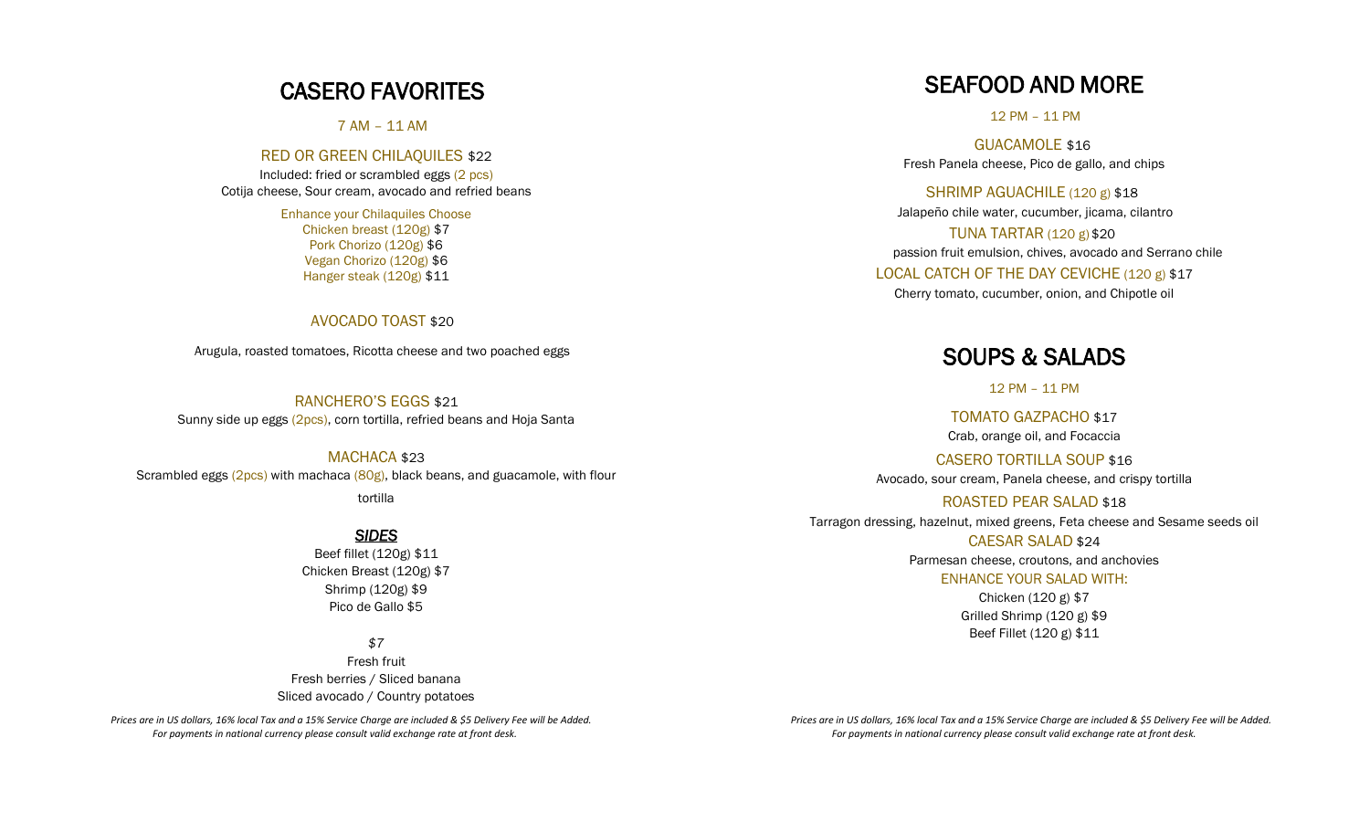# CASERO FAVORITES

7 AM – 11 AM

RED OR GREEN CHILAQUILES $22

Included: fried or scrambled eggs (2 pcs)
Cotija cheese, Sour cream, avocado and refried beans

Enhance your Chilaquiles Choose
Chicken breast (120g) $7
Pork Chorizo (120g) $6
Vegan Chorizo (120g) $6
Hanger steak (120g) $11

AVOCADO TOAST $20

Arugula, roasted tomatoes, Ricotta cheese and two poached eggs

RANCHERO'S EGGS $21

Sunny side up eggs (2pcs), corn tortilla, refried beans and Hoja Santa

MACHACA $23

Scrambled eggs (2pcs) with machaca (80g), black beans, and guacamole, with flour tortilla

***SIDES***

Beef fillet (120g) $11
Chicken Breast (120g) $7
Shrimp (120g) $9
Pico de Gallo $5

*$7*

Fresh fruit
Fresh berries / Sliced banana
Sliced avocado / Country potatoes

*Prices are in US dollars, 16% local Tax and a 15% Service Charge are included & $5 Delivery Fee will be Added.*
*For payments in national currency please consult valid exchange rate at front desk.*

# SEAFOOD AND MORE

12 PM – 11 PM

GUACAMOLE $16

Fresh Panela cheese, Pico de gallo, and chips

SHRIMP AGUACHILE (120 g) $18

Jalapeño chile water, cucumber, jicama, cilantro

TUNA TARTAR (120 g) $20

passion fruit emulsion, chives, avocado and Serrano chile

LOCAL CATCH OF THE DAY CEVICHE (120 g) $17

Cherry tomato, cucumber, onion, and Chipotle oil

# SOUPS & SALADS

12 PM – 11 PM

TOMATO GAZPACHO $17

Crab, orange oil, and Focaccia

CASERO TORTILLA SOUP $16

Avocado, sour cream, Panela cheese, and crispy tortilla

ROASTED PEAR SALAD $18

Tarragon dressing, hazelnut, mixed greens, Feta cheese and Sesame seeds oil

CAESAR SALAD $24

Parmesan cheese, croutons, and anchovies

ENHANCE YOUR SALAD WITH:

Chicken (120 g) $7
Grilled Shrimp (120 g) $9
Beef Fillet (120 g) $11

*Prices are in US dollars, 16% local Tax and a 15% Service Charge are included & $5 Delivery Fee will be Added.*
*For payments in national currency please consult valid exchange rate at front desk.*